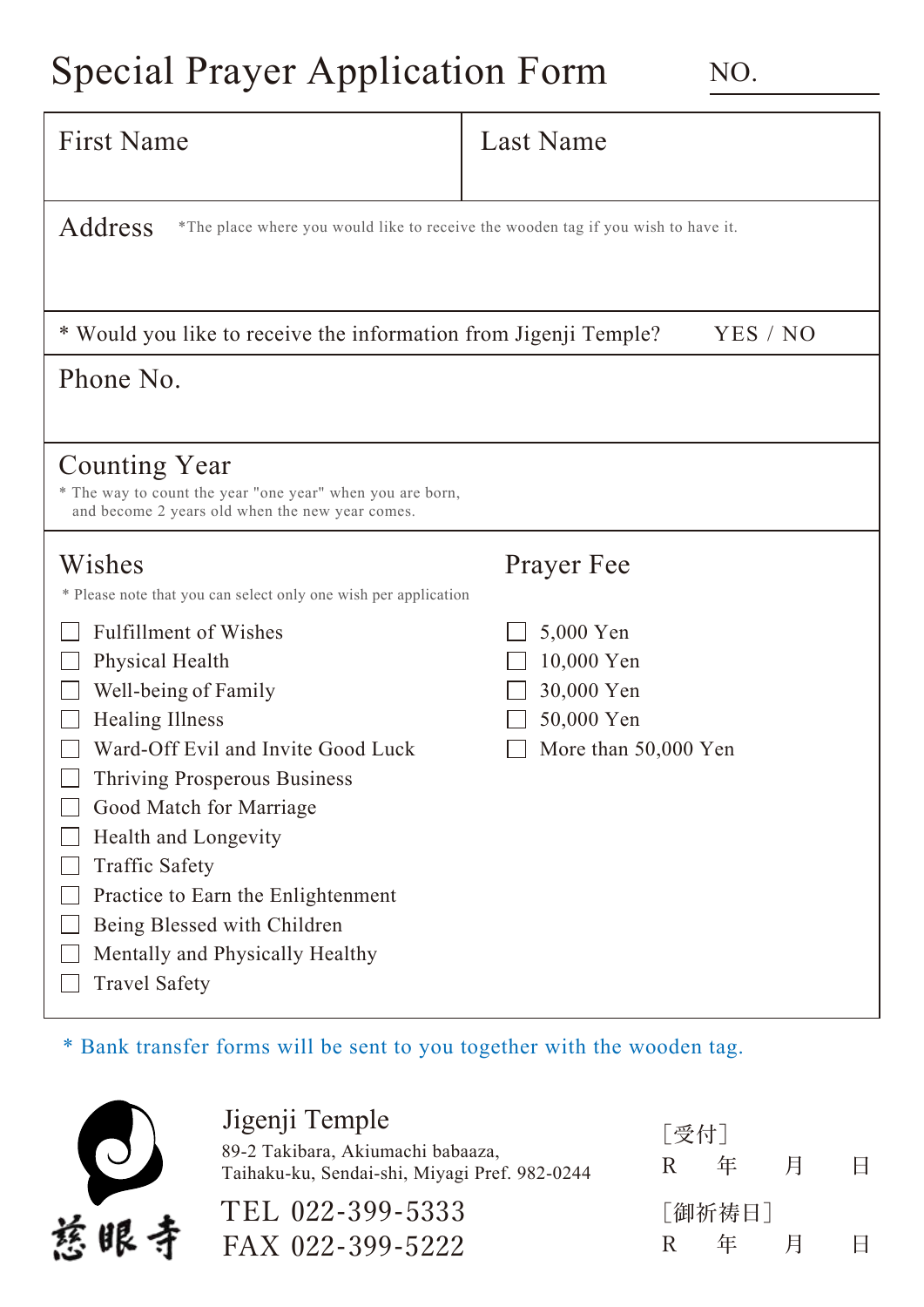# Special Prayer Application Form

NO.

| First Name | Last Name |
|---|---|
| | |

**Address** *The place where you would like to receive the wooden tag if you wish to have it.

* Would you like to receive the information from Jigenji Temple? YES / NO

**Phone No.**

**Counting Year**

* The way to count the year "one year" when you are born, and become 2 years old when the new year comes.

## Wishes

* Please note that you can select only one wish per application

- ☐ Fulfillment of Wishes
- ☐ Physical Health
- ☐ Well-being of Family
- ☐ Healing Illness
- ☐ Ward-Off Evil and Invite Good Luck
- ☐ Thriving Prosperous Business
- ☐ Good Match for Marriage
- ☐ Health and Longevity
- ☐ Traffic Safety
- ☐ Practice to Earn the Enlightenment
- ☐ Being Blessed with Children
- ☐ Mentally and Physically Healthy
- ☐ Travel Safety

## Prayer Fee

- ☐ 5,000 Yen
- ☐ 10,000 Yen
- ☐ 30,000 Yen
- ☐ 50,000 Yen
- ☐ More than 50,000 Yen

* Bank transfer forms will be sent to you together with the wooden tag.

慈眼寺

**Jigenji Temple**

89-2 Takibara, Akiumachi babaaza,
Taihaku-ku, Sendai-shi, Miyagi Pref. 982-0244

TEL 022-399-5333
FAX 022-399-5222

［受付］
R　年　月　日

［御祈祷日］
R　年　月　日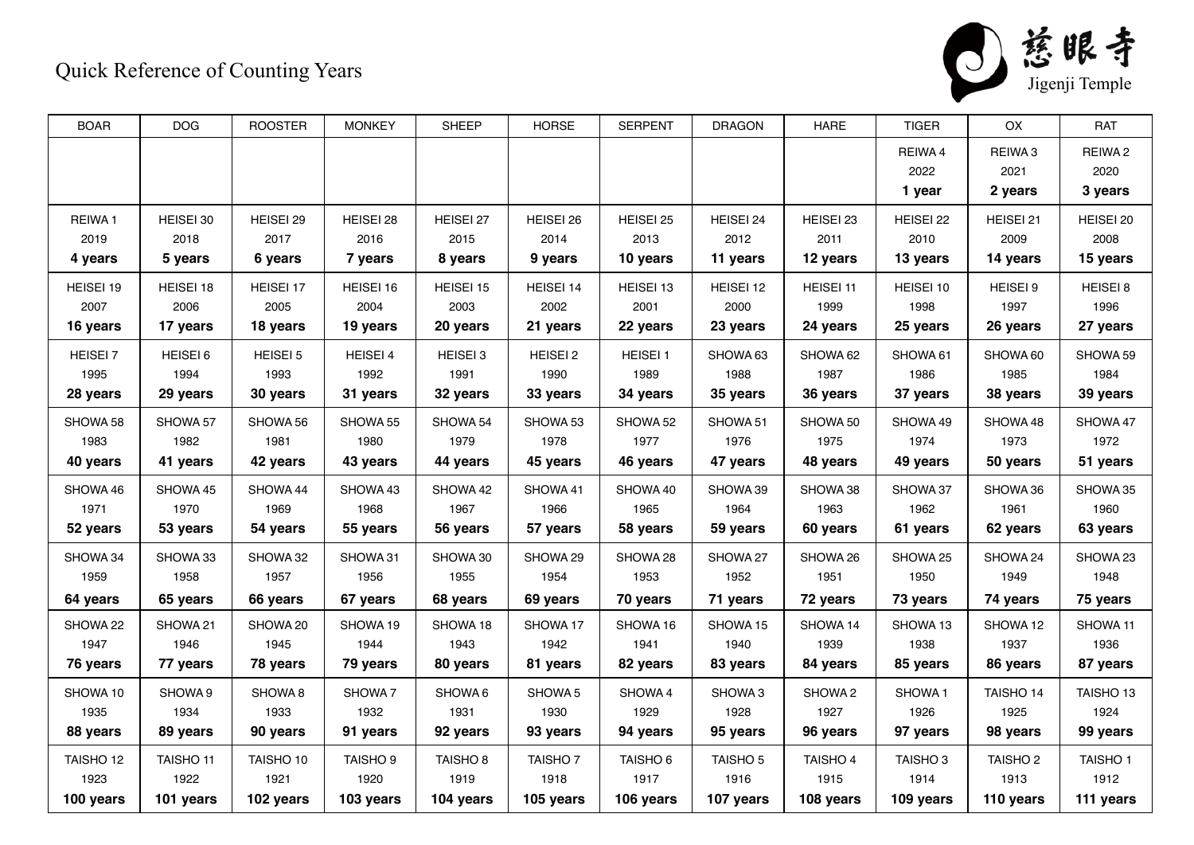# Quick Reference of Counting Years

慈眼寺 Jigenji Temple

| BOAR | DOG | ROOSTER | MONKEY | SHEEP | HORSE | SERPENT | DRAGON | HARE | TIGER | OX | RAT |
|---|---|---|---|---|---|---|---|---|---|---|---|
| | | | | | | | | | REIWA 4<br>2022<br>**1 year** | REIWA 3<br>2021<br>**2 years** | REIWA 2<br>2020<br>**3 years** |
| REIWA 1<br>2019<br>**4 years** | HEISEI 30<br>2018<br>**5 years** | HEISEI 29<br>2017<br>**6 years** | HEISEI 28<br>2016<br>**7 years** | HEISEI 27<br>2015<br>**8 years** | HEISEI 26<br>2014<br>**9 years** | HEISEI 25<br>2013<br>**10 years** | HEISEI 24<br>2012<br>**11 years** | HEISEI 23<br>2011<br>**12 years** | HEISEI 22<br>2010<br>**13 years** | HEISEI 21<br>2009<br>**14 years** | HEISEI 20<br>2008<br>**15 years** |
| HEISEI 19<br>2007<br>**16 years** | HEISEI 18<br>2006<br>**17 years** | HEISEI 17<br>2005<br>**18 years** | HEISEI 16<br>2004<br>**19 years** | HEISEI 15<br>2003<br>**20 years** | HEISEI 14<br>2002<br>**21 years** | HEISEI 13<br>2001<br>**22 years** | HEISEI 12<br>2000<br>**23 years** | HEISEI 11<br>1999<br>**24 years** | HEISEI 10<br>1998<br>**25 years** | HEISEI 9<br>1997<br>**26 years** | HEISEI 8<br>1996<br>**27 years** |
| HEISEI 7<br>1995<br>**28 years** | HEISEI 6<br>1994<br>**29 years** | HEISEI 5<br>1993<br>**30 years** | HEISEI 4<br>1992<br>**31 years** | HEISEI 3<br>1991<br>**32 years** | HEISEI 2<br>1990<br>**33 years** | HEISEI 1<br>1989<br>**34 years** | SHOWA 63<br>1988<br>**35 years** | SHOWA 62<br>1987<br>**36 years** | SHOWA 61<br>1986<br>**37 years** | SHOWA 60<br>1985<br>**38 years** | SHOWA 59<br>1984<br>**39 years** |
| SHOWA 58<br>1983<br>**40 years** | SHOWA 57<br>1982<br>**41 years** | SHOWA 56<br>1981<br>**42 years** | SHOWA 55<br>1980<br>**43 years** | SHOWA 54<br>1979<br>**44 years** | SHOWA 53<br>1978<br>**45 years** | SHOWA 52<br>1977<br>**46 years** | SHOWA 51<br>1976<br>**47 years** | SHOWA 50<br>1975<br>**48 years** | SHOWA 49<br>1974<br>**49 years** | SHOWA 48<br>1973<br>**50 years** | SHOWA 47<br>1972<br>**51 years** |
| SHOWA 46<br>1971<br>**52 years** | SHOWA 45<br>1970<br>**53 years** | SHOWA 44<br>1969<br>**54 years** | SHOWA 43<br>1968<br>**55 years** | SHOWA 42<br>1967<br>**56 years** | SHOWA 41<br>1966<br>**57 years** | SHOWA 40<br>1965<br>**58 years** | SHOWA 39<br>1964<br>**59 years** | SHOWA 38<br>1963<br>**60 years** | SHOWA 37<br>1962<br>**61 years** | SHOWA 36<br>1961<br>**62 years** | SHOWA 35<br>1960<br>**63 years** |
| SHOWA 34<br>1959<br>**64 years** | SHOWA 33<br>1958<br>**65 years** | SHOWA 32<br>1957<br>**66 years** | SHOWA 31<br>1956<br>**67 years** | SHOWA 30<br>1955<br>**68 years** | SHOWA 29<br>1954<br>**69 years** | SHOWA 28<br>1953<br>**70 years** | SHOWA 27<br>1952<br>**71 years** | SHOWA 26<br>1951<br>**72 years** | SHOWA 25<br>1950<br>**73 years** | SHOWA 24<br>1949<br>**74 years** | SHOWA 23<br>1948<br>**75 years** |
| SHOWA 22<br>1947<br>**76 years** | SHOWA 21<br>1946<br>**77 years** | SHOWA 20<br>1945<br>**78 years** | SHOWA 19<br>1944<br>**79 years** | SHOWA 18<br>1943<br>**80 years** | SHOWA 17<br>1942<br>**81 years** | SHOWA 16<br>1941<br>**82 years** | SHOWA 15<br>1940<br>**83 years** | SHOWA 14<br>1939<br>**84 years** | SHOWA 13<br>1938<br>**85 years** | SHOWA 12<br>1937<br>**86 years** | SHOWA 11<br>1936<br>**87 years** |
| SHOWA 10<br>1935<br>**88 years** | SHOWA 9<br>1934<br>**89 years** | SHOWA 8<br>1933<br>**90 years** | SHOWA 7<br>1932<br>**91 years** | SHOWA 6<br>1931<br>**92 years** | SHOWA 5<br>1930<br>**93 years** | SHOWA 4<br>1929<br>**94 years** | SHOWA 3<br>1928<br>**95 years** | SHOWA 2<br>1927<br>**96 years** | SHOWA 1<br>1926<br>**97 years** | TAISHO 14<br>1925<br>**98 years** | TAISHO 13<br>1924<br>**99 years** |
| TAISHO 12<br>1923<br>**100 years** | TAISHO 11<br>1922<br>**101 years** | TAISHO 10<br>1921<br>**102 years** | TAISHO 9<br>1920<br>**103 years** | TAISHO 8<br>1919<br>**104 years** | TAISHO 7<br>1918<br>**105 years** | TAISHO 6<br>1917<br>**106 years** | TAISHO 5<br>1916<br>**107 years** | TAISHO 4<br>1915<br>**108 years** | TAISHO 3<br>1914<br>**109 years** | TAISHO 2<br>1913<br>**110 years** | TAISHO 1<br>1912<br>**111 years** |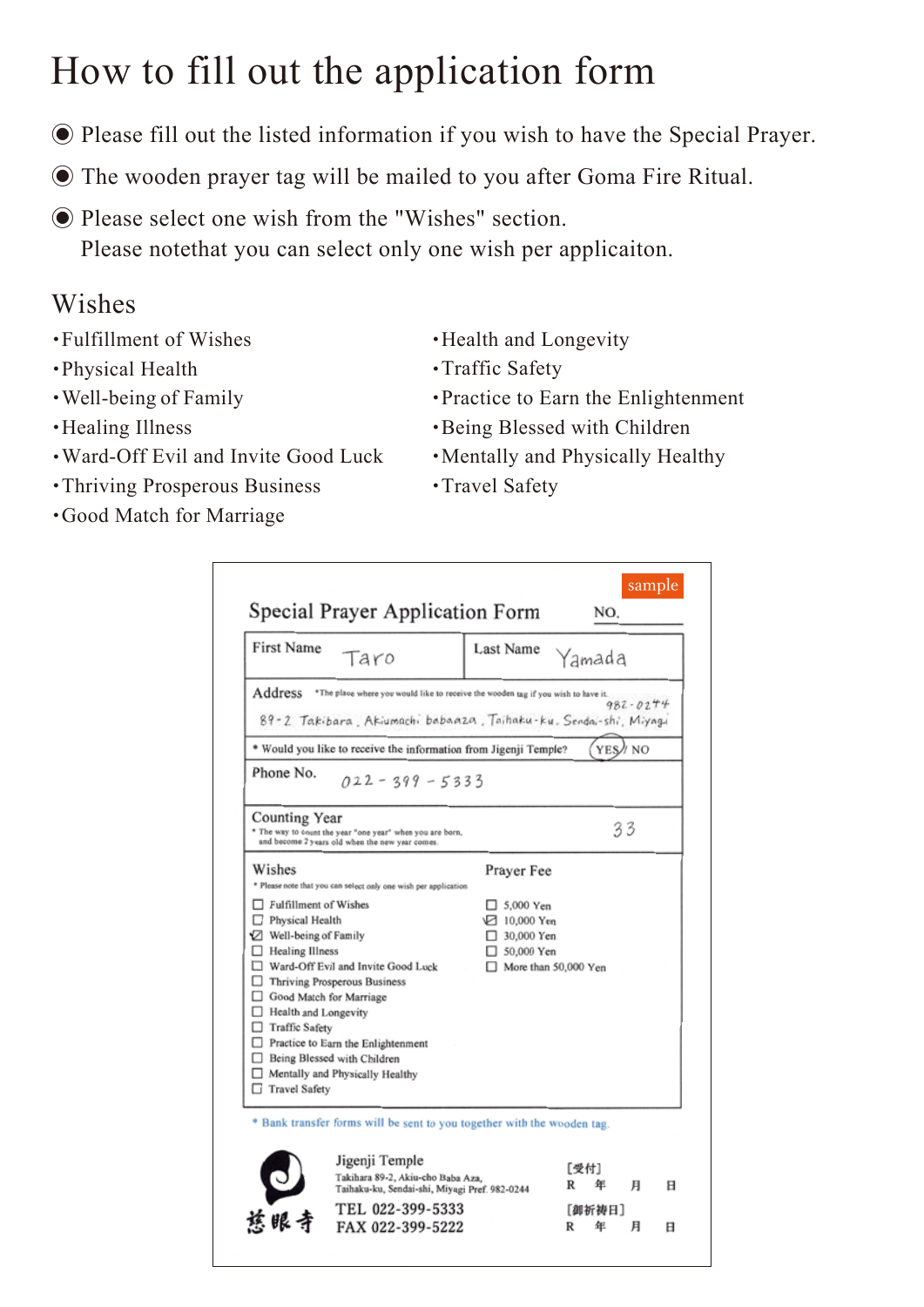# How to fill out the application form

- ◉ Please fill out the listed information if you wish to have the Special Prayer.
- ◉ The wooden prayer tag will be mailed to you after Goma Fire Ritual.
- ◉ Please select one wish from the "Wishes" section.
  Please notethat you can select only one wish per applicaiton.

## Wishes

- ・Fulfillment of Wishes
- ・Physical Health
- ・Well-being of Family
- ・Healing Illness
- ・Ward-Off Evil and Invite Good Luck
- ・Thriving Prosperous Business
- ・Good Match for Marriage
- ・Health and Longevity
- ・Traffic Safety
- ・Practice to Earn the Enlightenment
- ・Being Blessed with Children
- ・Mentally and Physically Healthy
- ・Travel Safety

sample

### Special Prayer Application Form

NO.

| First Name | Taro | Last Name | Yamada |
|---|---|---|---|

**Address** *The place where you would like to receive the wooden tag if you wish to have it.

982-0244
89-2 Takibara, Akiumachi babaaza, Taihaku-ku, Sendai-shi, Miyagi

* Would you like to receive the information from Jigenji Temple? (YES) / NO

**Phone No.** 022 - 399 - 5333

**Counting Year** 33
* The way to count the year "one year" when you are born, and become 2 years old when the new year comes.

**Wishes**
* Please note that you can select only one wish per application

- ☐ Fulfillment of Wishes
- ☐ Physical Health
- ☑ Well-being of Family
- ☐ Healing Illness
- ☐ Ward-Off Evil and Invite Good Luck
- ☐ Thriving Prosperous Business
- ☐ Good Match for Marriage
- ☐ Health and Longevity
- ☐ Traffic Safety
- ☐ Practice to Earn the Enlightenment
- ☐ Being Blessed with Children
- ☐ Mentally and Physically Healthy
- ☐ Travel Safety

**Prayer Fee**

- ☐ 5,000 Yen
- ☑ 10,000 Yen
- ☐ 30,000 Yen
- ☐ 50,000 Yen
- ☐ More than 50,000 Yen

* Bank transfer forms will be sent to you together with the wooden tag.

慈眼寺

Jigenji Temple
Takihara 89-2, Akiu-cho Baba Aza,
Taihaku-ku, Sendai-shi, Miyagi Pref. 982-0244

TEL 022-399-5333
FAX 022-399-5222

[受付]
R　年　月　日

[御祈祷日]
R　年　月　日